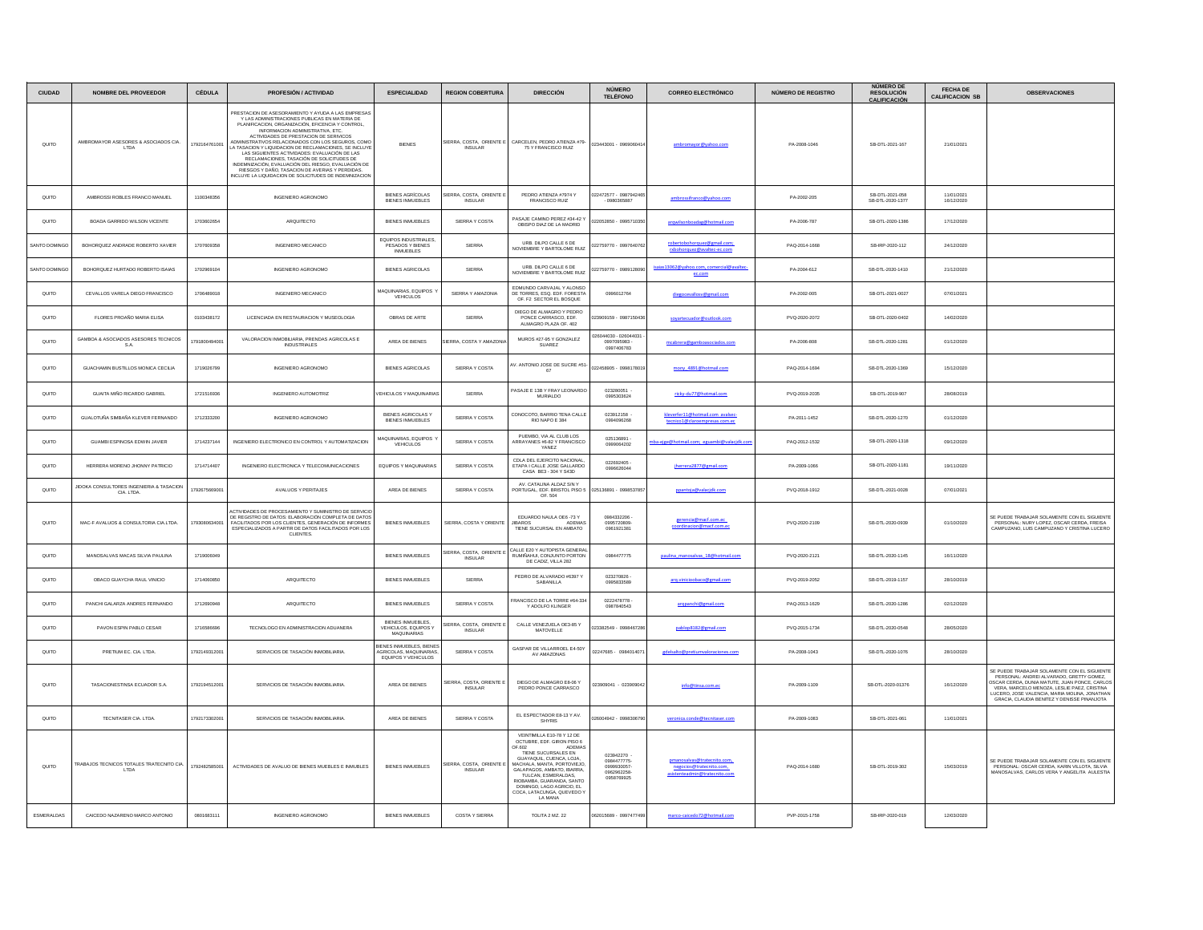| CIUDAD | NOMBRE DEL PROVEEDOR | CÉDULA | PROFESIÓN / ACTIVIDAD | ESPECIALIDAD | REGION COBERTURA | DIRECCIÓN | NÚMERO TELÉFONO | CORREO ELECTRÓNICO | NÚMERO DE REGISTRO | NÚMERO DE RESOLUCIÓN CALIFICACIÓN | FECHA DE CALIFICACION SB | OBSERVACIONES |
|---|---|---|---|---|---|---|---|---|---|---|---|---|
| QUITO | AMBROMAYOR ASESORES & ASOCIADOS CIA. LTDA | 1792164761001 | PRESTACION DE ASESORAMIENTO Y AYUDA A LAS EMPRESAS Y LAS ADMINISTRACIONES PUBLICAS EN MATERIA DE PLANIFICACION, ORGANIZACIÓN, EFICIENCIA Y CONTROL, INFORMACION ADMINISTRATIVA, ETC. ACTIVIDADES DE PRESTACION DE SERVICIOS ADMINISTRATIVOS RELACIONADOS CON LOS SEGUROS, COMO LA TASACION Y LIQUIDACION DE RECLAMACIONES. SE INCLUYE LAS SIGUIENTES ACTIVIDADES: EVALUACIÓN DE LAS RECLAMACIONES, TASACIÓN DE SOLICITUDES DE INDEMNIZACIÓN, EVALUACIÓN DEL RIESGO, EVALUACIÓN DE RIESGOS Y DAÑO, TASACION DE AVERIAS Y PERDIDAS. INCLUYE LA LIQUIDACION DE SOLICITUDES DE INDEMNIZACION | BIENES | SIERRA, COSTA, ORIENTE E INSULAR | CARCELEN, PEDRO ATIENZA #79-75 Y FRANCISCO RUIZ | 023443001 - 0969060414 | ambromayor@yahoo.com | PA-2008-1046 | SB-DTL-2021-167 | 21/01/2021 | |
| QUITO | AMBROSSI ROBLES FRANCO MANUEL | 1100348356 | INGENIERO AGRONOMO | BIENES AGRÍCOLAS BIENES INMUEBLES | SIERRA, COSTA, ORIENTE E INSULAR | PEDRO ATIENZA #7974 Y FRANCISCO RUIZ | 022472577 - 0987942465 - 0980365887 | ambrossifranco@yahoo.com | PA-2002-205 | SB-DTL-2021-058 SB-DTL-2020-1377 | 11/01/2021 16/12/2020 | |
| QUITO | BOADA GARRIDO WILSON VICENTE | 1703602654 | ARQUITECTO | BIENES INMUEBLES | SIERRA Y COSTA | PASAJE CAMINO PEREZ #34-42 Y OBISPO DIAZ DE LA MADRID | 022052850 - 0995710350 | arqwilsonboada@hotmail.com | PA-2006-787 | SB-DTL-2020-1386 | 17/12/2020 | |
| SANTO DOMINGO | BOHORQUEZ ANDRADE ROBERTO XAVIER | 1707609358 | INGENIERO MECANICO | EQUIPOS INDUSTRIALES, PESADOS Y BIENES INMUEBLES | SIERRA | URB. DILPO CALLE 6 DE NOVIEMBRE Y BARTOLOME RUIZ | 022759770 - 0997640762 | robertobohorquez@gmail.com; rxbohorquez@avaltec-ec.com | PAQ-2014-1668 | SB-IRP-2020-112 | 24/12/2020 | |
| SANTO DOMINGO | BOHORQUEZ HURTADO ROBERTO ISAIAS | 1702969104 | INGENIERO AGRONOMO | BIENES AGRICOLAS | SIERRA | URB. DILPO CALLE 6 DE NOVIEMBRE Y BARTOLOME RUIZ | 022759770 - 0989128090 | isaias13062@yahoo.com, comercial@avaltec-ec.com | PA-2004-612 | SB-DTL-2020-1410 | 21/12/2020 | |
| QUITO | CEVALLOS VARELA DIEGO FRANCISCO | 1706489018 | INGENIERO MECANICO | MAQUINARIAS, EQUIPOS Y VEHICULOS | SIERRA Y AMAZONIA | EDMUNDO CARVAJAL Y ALONSO DE TORRES, ESQ. EDF. FORESTA OF. F2 SECTOR EL BOSQUE | 0996012764 | diegocevallosv@gmail.com | PA-2002-005 | SB-DTL-2021-0027 | 07/01/2021 | |
| QUITO | FLORES PROAÑO MARIA ELISA | 0103438172 | LICENCIADA EN RESTAURACION Y MUSEOLOGIA | OBRAS DE ARTE | SIERRA | DIEGO DE ALMAGRO Y PEDRO PONCE CARRASCO, EDF. ALMAGRO PLAZA OF. 402 | 023909159 - 0987150430 | soyartecuador@outlook.com | PVQ-2020-2072 | SB-DTL-2020-0402 | 14/02/2020 | |
| QUITO | GAMBOA & ASOCIADOS ASESORES TECNICOS S.A. | 1791800494001 | VALORACION INMOBILIARIA, PRENDAS AGRICOLAS E INDUSTRIALES | AREA DE BIENES | SIERRA, COSTA Y AMAZONIA | MUROS #27-95 Y GONZALEZ SUAREZ | 026044030 - 026044031 - 0997095983 - 0997406783 | mcabrera@gamboasociados.com | PA-2006-808 | SB-DTL-2020-1281 | 01/12/2020 | |
| QUITO | GUACHAMIN BUSTILLOS MONICA CECILIA | 1719026799 | INGENIERO AGRONOMO | BIENES AGRICOLAS | SIERRA Y COSTA | AV. ANTONIO JOSE DE SUCRE #51-67 | 022458005 - 0998178019 | mony_4891@hotmail.com | PAQ-2014-1694 | SB-DTL-2020-1369 | 15/12/2020 | |
| QUITO | GUAITA MIÑO RICARDO GABRIEL | 1721516936 | INGENIERO AUTOMOTRIZ | VEHICULOS Y MAQUINARIAS | SIERRA | PASAJE E 13B Y FRAY LEONARDO MURIALDO | 023280051 - 0995303624 | ricky-du77@hotmail.com | PVQ-2019-2035 | SB-DTL-2019-907 | 28/08/2019 | |
| QUITO | GUALOTUÑA SIMBAÑA KLEVER FERNANDO | 1712333200 | INGENIERO AGRONOMO | BIENES AGRICOLAS Y BIENES INMUEBLES | SIERRA Y COSTA | CONOCOTO, BARRIO TENA CALLE RIO NAPO E 384 | 023912158 - 0994096268 | kleverfer11@hotmail.com; avalsec-tecnico1@claroempresas.com.ec | PA-2011-1452 | SB-DTL-2020-1270 | 01/12/2020 | |
| QUITO | GUAMBI ESPINOSA EDWIN JAVIER | 1714237144 | INGENIERO ELECTRONICO EN CONTROL Y AUTOMATIZACION | MAQUINARIAS, EQUIPOS Y VEHICULOS | SIERRA Y COSTA | PUEMBO, VIA AL CLUB LOS ARRAYANES #6-82 Y FRANCISCO YANEZ | 025136891 - 0999064202 | mba-ejge@hotmail.com; eguambi@valacjdk.com | PAQ-2012-1532 | SB-DTL-2020-1318 | 09/12/2020 | |
| QUITO | HERRERA MORENO JHONNY PATRICIO | 1714714407 | INGENIERO ELECTRONICA Y TELECOMUNICACIONES | EQUIPOS Y MAQUINARIAS | SIERRA Y COSTA | CDLA DEL EJERCITO NACIONAL, ETAPA I CALLE JOSE GALLARDO CASA BE3 - 304 Y S43D | 022692405 - 0996626044 | jherrera2877@gmail.com | PA-2009-1066 | SB-DTL-2020-1181 | 19/11/2020 | |
| QUITO | JIDOKA CONSULTORES INGENIERIA & TASACION CIA. LTDA. | 1792675669001 | AVALUOS Y PERITAJES | AREA DE BIENES | SIERRA Y COSTA | AV. CATALINA ALDAZ S/N Y PORTUGAL, EDF. BRISTOL PISO 5 OF. 504 | 025136891 - 0998537857 | ppantoja@valacjdk.com | PVQ-2018-1912 | SB-DTL-2021-0028 | 07/01/2021 | |
| QUITO | MAC-F AVALUOS & CONSULTORIA CIA.LTDA. | 1793080634001 | ACTIVIDADES DE PROCESAMIENTO Y SUMINISTRO DE SERVICIO DE REGISTRO DE DATOS: ELABORACIÓN COMPLETA DE DATOS FACILITADOS POR LOS CLIENTES, GENERACIÓN DE INFORMES ESPECIALIZADOS A PARTIR DE DATOS FACILITADOS POR LOS CLIENTES. | BIENES INMUEBLES | SIERRA, COSTA Y ORIENTE | EDUARDO NAULA OE6 -73 Y JIBAROS ADEMAS TIENE SUCURSAL EN AMBATO | 0984332206 - 0995720809- 0961921381 | gerencia@macf.com.ec; coordinacion@macf.com.ec | PVQ-2020-2109 | SB-DTL-2020-0939 | 01/10/2020 | SE PUEDE TRABAJAR SOLAMENTE CON EL SIGUIENTE PERSONAL: NURY LOPEZ, OSCAR CERDA, FREISA CAMPUZANO, LUIS CAMPUZANO Y CRISTINA LUCERO |
| QUITO | MANOSALVAS MACAS SILVIA PAULINA | 1719006049 | | BIENES INMUEBLES | SIERRA, COSTA, ORIENTE E INSULAR | CALLE E20 Y AUTOPISTA GENERAL RUMIÑAHUI, CONJUNTO PORTON DE CADIZ, VILLA 282 | 0984477775 | paulina_manosalvas_18@hotmail.com | PVQ-2020-2121 | SB-DTL-2020-1145 | 16/11/2020 | |
| QUITO | OBACO GUAYCHA RAUL VINICIO | 1714060850 | ARQUITECTO | BIENES INMUEBLES | SIERRA | PEDRO DE ALVARADO #6397 Y SABANILLA | 023270826 - 0995833569 | arq.vinicioobaco@gmail.com | PVQ-2019-2052 | SB-DTL-2019-1157 | 28/10/2019 | |
| QUITO | PANCHI GALARZA ANDRES FERNANDO | 1712690948 | ARQUITECTO | BIENES INMUEBLES | SIERRA Y COSTA | FRANCISCO DE LA TORRE #64-334 Y ADOLFO KLINGER | 0222478778 - 0987840543 | arqpanchi@gmail.com | PAQ-2013-1629 | SB-DTL-2020-1286 | 02/12/2020 | |
| QUITO | PAVON ESPIN PABLO CESAR | 1716586696 | TECNOLOGO EN ADMINISTRACION ADUANERA | BIENES INMUEBLES, VEHICULOS, EQUIPOS Y MAQUINARIAS | SIERRA, COSTA, ORIENTE E INSULAR | CALLE VENEZUELA OE3-85 Y MATOVELLE | 023382549 - 0998467286 | pablop8182@gmail.com | PVQ-2015-1734 | SB-DTL-2020-0548 | 28/05/2020 | |
| QUITO | PRETIUM EC. CIA. LTDA. | 1792149312001 | SERVICIOS DE TASACIÓN INMOBILIARIA. | BIENES INMUEBLES, BIENES AGRICOLAS, MAQUINARIAS, EQUIPOS Y VEHICULOS | SIERRA Y COSTA | GASPAR DE VILLARROEL E4-50Y AV AMAZONAS | 02247685 - 0984014071 | gdelsalto@pretiumvaloraciones.com | PA-2008-1043 | SB-DTL-2020-1076 | 28/10/2020 | |
| QUITO | TASACIONESTINSA ECUADOR S.A. | 1792194512001 | SERVICIOS DE TASACIÓN INMOBILIARIA. | AREA DE BIENES | SIERRA, COSTA, ORIENTE E INSULAR | DIEGO DE ALMAGRO E8-06 Y PEDRO PONCE CARRASCO | 023909041 - 023909042 | info@tinsa.com.ec | PA-2009-1109 | SB-DTL-2020-01376 | 16/12/2020 | SE PUEDE TRABAJAR SOLAMENTE CON EL SIGUIENTE PERSONAL: ANDREI ALVARADO, GRETTY GOMEZ, OSCAR CERDA, DUNIA MATUTE, JUAN PONCE, CARLOS VERA, MARCELO MENOZA, LESLIE PAEZ, CRISTINA LUCERO, JOSE VALENCIA, MARIA MOLINA, JONATHAN GRACIA, CLAUDIA BENITEZ Y DENISSE PINANJOTA |
| QUITO | TECNITASER CIA. LTDA. | 1792173302001 | SERVICIOS DE TASACIÓN INMOBILIARIA. | AREA DE BIENES | SIERRA Y COSTA | EL ESPECTADOR E8-13 Y AV. SHYRIS | 026004942 - 0998306790 | veronica.conde@tecnitaser.com | PA-2009-1083 | SB-DTL-2021-061 | 11/01/2021 | |
| QUITO | TRABAJOS TECNICOS TOTALES TRATECNITO CIA. LTDA | 1792482585001 | ACTIVIDADES DE AVALUO DE BIENES MUEBLES E INMUEBLES | BIENES INMUEBLES | SIERRA, COSTA, ORIENTE E INSULAR | VEINTIMILLA E10-78 Y 12 DE OCTUBRE, EDF. GIRON PISO 6 OF.602 ADEMAS TIENE SUCURSALES EN GUAYAQUIL, CUENCA, LOJA, MACHALA, MANTA, PORTOVIEJO, GALAPAGOS, AMBATO, IBARRA, TULCAN, ESMERALDAS, RIOBAMBA, GUARANDA, SANTO DOMINGO, LAGO AGRIO, EL COCA, LATACUNGA, QUEVEDO Y LA MANA | 023942270 - 0984477775- 0998930057- 0962962258- 0958769925 | pmanosalvas@tratecnito.com, negocios@tratecnito.com, asistenteadmin@tratecnito.com | PAQ-2014-1680 | SB-DTL-2019-302 | 15/03/2019 | SE PUEDE TRABAJAR SOLAMENTE CON EL SIGUIENTE PERSONAL: OSCAR CERDA, KARIN VILLOTA, SILVIA MANOSALVAS, CARLOS VERA Y ANGELITA AULESTIA |
| ESMERALDAS | CAICEDO NAZARENO MARCO ANTONIO | 0801683111 | INGENIERO AGRONOMO | BIENES INMUEBLES | COSTA Y SIERRA | TOLITA 2 MZ. 22 | 062015689 - 0997477499 | marco-caicedo72@hotmail.com | PVP-2015-1758 | SB-IRP-2020-019 | 12/03/2020 | |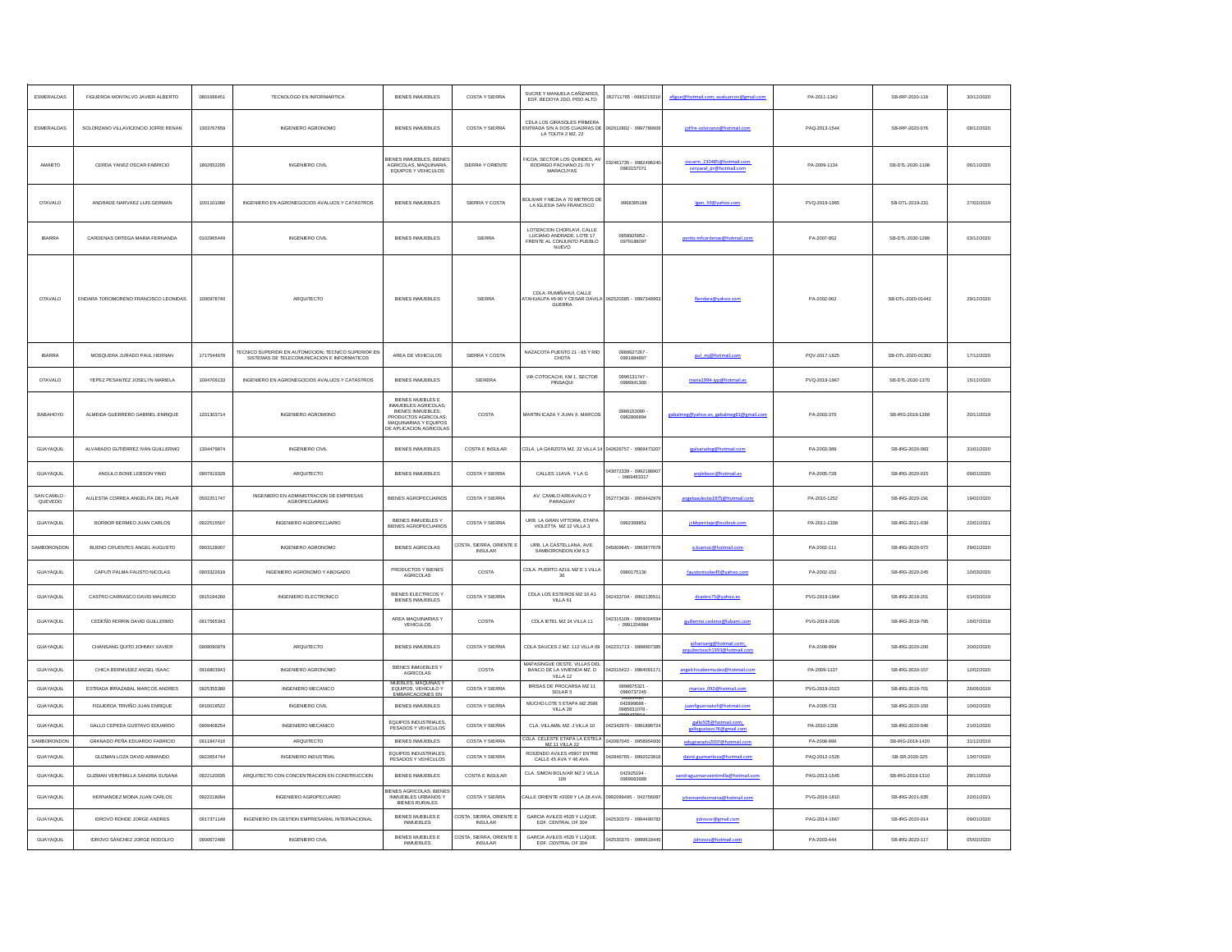| | | | | | | | | | | |
|---|---|---|---|---|---|---|---|---|---|---|
| ESMERALDAS | FIGUEROA MONTALVO JAVIER ALBERTO | 0801696451 | TECNOLOGO EN INFORMARTICA | BIENES INMUEBLES | COSTA Y SIERRA | SUCRE Y MANUELA CAÑIZARES, EDF. BEDOYA 2DO. PISO ALTO | 062711765 - 0983215310 | afigue@hotmail.com; avaluarcon@gmail.com | PA-2011-1342 | SB-IRP-2020-119 | 30/12/2020 |
| ESMERALDAS | SOLORZANO VILLAVICENCIO JOFRE RENAN | 1303767659 | INGENIERO AGRONOMO | BIENES INMUEBLES | COSTA Y SIERRA | CDLA LOS GIRASOLES PRIMERA ENTRADA S/N A DOS CUADRAS DE LA TOLITA 2 MZ. 22 | 062012802 - 0997780606 | joffre-solorzano@hotmail.com | PAQ-2013-1544 | SB-IRP-2020-076 | 08/12/2020 |
| AMABTO | CERDA YANEZ OSCAR FABRICIO | 1802652295 | INGENIERO CIVIL | BIENES INMUEBLES, BIENES AGRICOLAS, MAQUINARIA, EQUIPOS Y VEHICULOS | SIERRA Y ORIENTE | FICOA, SECTOR LOS QUINDES, AV RODRIGO PACHANO 21-70 Y MARACUYAS | 032461735 - 0982496240-0983157071 | oscarin_230485@hotmail.com ceryaval_pr@hotmail.com | PA-2009-1134 | SB-DTL-2020-1108 | 06/11/2020 |
| OTAVALO | ANDRADE NARVAEZ LUIS GERMAN | 1001101086 | INGENIERO EN AGRONEGOCIOS AVALUOS Y CATASTROS | BIENES INMUEBLES | SIERRA Y COSTA | BOLIVAR Y MEJIA A 70 METROS DE LA IGLESIA SAN FRANCISCO | 0968395188 | lgan_59@yahoo.com | PVQ-2019-1965 | SB-DTL-2019-231 | 27/02/2019 |
| IBARRA | CARDENAS ORTEGA MARIA FERNANDA | 0102965449 | INGENIERO CIVIL | BIENES INMUEBLES | SIERRA | LOTIZACION CHORLAVI, CALLE LUCIANO ANDRADE, LOTE 17 FRENTE AL CONJUNTO PUEBLO NUEVO | 0958925852 - 0979188097 | perito.mfcardenas@hotmail.com | PA-2007-952 | SB-DTL-2020-1289 | 03/12/2020 |
| OTAVALO | ENDARA TOROMORENO FRANCISCO LEONIDAS | 1000978740 | ARQUITECTO | BIENES INMUEBLES | SIERRA | CDLA. RUMIÑAHUI, CALLE ATAHUALPA #6-90 Y CESAR DAVILA GUERRA | 062520385 - 0997349963 | flendara@yahoo.com | PA-2002-062 | SB-DTL-2020-01442 | 29/12/2020 |
| IBARRA | MOSQUERA JURADO PAUL HERNAN | 1717544678 | TECNICO SUPERIOR EN AUTOMOCION; TECNICO SUPERIOR EN SISTEMAS DE TELECOMUNICACION E INFORMATICOS | AREA DE VEHICULOS | SIERRA Y COSTA | NAZACOTA PUENTO 21 - 65 Y RIO CHOTA | 0989627267 - 0991884897 | pol_mj@hotmail.com | PQV-2017-1825 | SB-DTL-2020-01362 | 17/12/2020 |
| OTAVALO | YEPEZ PESANTEZ JOSELYN MARIELA | 1004709133 | INGENIERO EN AGRONEGOCIOS AVALUOS Y CATASTROS | BIENES INMUEBLES | SIERERA | VIA COTOCACHI, KM 1, SECTOR PINSAQUI | 0996131747 - 0996941300 | marie1994-jyp@hotmail.es | PVQ-2019-1967 | SB-DTL-2020-1370 | 15/12/2020 |
| BABAHOYO | ALMEIDA GUERRERO GABRIEL ENRIQUE | 1201303714 | INGENIERO AGRONOMO | BIENES MUEBLES E INMUEBLES AGRICOLAS; BIENES INMUEBLES; PRODUCTOS AGRICOLAS; MAQUINARIAS Y EQUIPOS DE APLICACION AGRICOLAS | COSTA | MARTIN ICAZA Y JUAN X. MARCOS | 0986153090 - 0962806894 | gabalmeg@yahoo.es, gabalmeg61@gmail.com | PA-2003-370 | SB-IRG-2019-1268 | 20/11/2019 |
| GUAYAQUIL | ALVARADO GUTIÉRREZ IVÁN GUILLERMO | 1304479874 | INGENIERO CIVIL | BIENES INMUEBLES | COSTA E INSULAR | CDLA. LA GARZOTA MZ. 22 VILLA 14 | 042626757 - 0969473207 | igalvaradog@hotmail.com | PA-2003-389 | SB-IRG-2020-083 | 31/01/2020 |
| GUAYAQUIL | ANGULO BONE LEBSON YINIO | 0907919328 | ARQUITECTO | BIENES INMUEBLES | COSTA Y SIERRA | CALLES 11AVA. Y LA G | 043072339 - 0992188907 - 0969463317 | anglebson@hotmail.es | PA-2005-728 | SB-IRG-2020-015 | 09/01/2020 |
| SAN CAMILO - QUEVEDO | AULESTIA CORREA ANGELITA DEL PILAR | 0502251747 | INGENIERO EN ADMINISTRACION DE EMPRESAS AGROPECUARIAS | BIENES AGROPECUARIOS | COSTA Y SIERRA | AV. CAMILO AREAVALO Y PARAGUAY | 052773430 - 0959442979 | angelaaulestia1975@hotmail.com | PA-2010-1252 | SB-IRG-2020-191 | 19/02/2020 |
| GUAYAQUIL | BORBOR BERMEO JUAN CARLOS | 0922515507 | INGENIERO AGROPECUARIO | BIENES INMUEBLES Y BIENES AGROPECUARIOS | COSTA Y SIERRA | URB. LA GRAN VITTORIA, ETAPA VIOLETTA MZ 12 VILLA 3 | 0992369851 | jcbbperitaje@outlook.com | PA-2011-1338 | SB-IRG-2021-039 | 22/01/2021 |
| SAMBORONDON | BUENO CIFUENTES ANGEL AUGUSTO | 0903128007 | INGENIERO AGRONOMO | BIENES AGRICOLAS | COSTA, SIERRA, ORIENTE E INSULAR | URB. LA CASTELLANA, AVE. SAMBORONDON KM 6.3 | 045009845 - 0993977678 | a.buenoc@hotmail.com | PA-2002-111 | SB-IRG-2020-072 | 29/01/2020 |
| GUAYAQUIL | CAPUTI PALMA FAUSTO NICOLAS | 0903322618 | INGENIERO AGRONOMO Y ABOGADO | PRODUCTOS Y BIENES AGRICOLAS | COSTA | CDLA. PUERTO AZUL MZ E 1 VILLA 36 | 0980175130 | faustonicolas45@yahoo.com | PA-2002-152 | SB-IRG-2020-245 | 10/03/2020 |
| GUAYAQUIL | CASTRO CARRASCO DAVID MAURICIO | 0915194260 | INGENIERO ELECTRONICO | BIENES ELECTRICOS Y BIENES INMUEBLES | COSTA Y SIERRA | CDLA LOS ESTEROS MZ 16 A1 VILLA 61 | 042433704 - 0992135511 | dcastro73@yahoo.es | PVG-2019-1964 | SB-IRG-2019-201 | 01/03/2019 |
| GUAYAQUIL | CEDEÑO FERRIN DAVID GUILLERMO | 0917565343 | | AREA MAQUINARIAS Y VEHICULOS | COSTA | COLA IETEL MZ 24 VILLA 11 | 042315109 - 0959004594 - 0991204984 | guillermo.cedeno@lubami.com | PVG-2019-2026 | SB-IRG-2019-795 | 16/07/2019 |
| GUAYAQUIL | CHANSANG QUITO JOHNNY XAVIER | 0909090979 | ARQUITECTO | BIENES INMUEBLES | COSTA Y SIERRA | CDLA SAUCES 2 MZ. 112 VILLA 69 | 042231713 - 0998907385 | jchansang@hotmail.com; arquitectosch1993@hotmail.com | PA-2008-994 | SB-IRG-2020-200 | 20/02/2020 |
| GUAYAQUIL | CHICA BERMUDEZ ANGEL ISAAC | 0916803943 | INGENIERO AGRONOMO | BIENES INMUEBLES Y AGRICOLAS | COSTA | MAPASINGUE OESTE, VILLAS DEL BANCO DE LA VIVIENDA MZ. O VILLA 12 | 042015422 - 0984091171 | angelchicabermudez@hotmail.com | PA-2009-1137 | SB-IRG-2020-157 | 12/02/2020 |
| GUAYAQUIL | ESTRADA IRRAZABAL MARCOS ANDRES | 0925355380 | INGENIERO MECANICO | MUEBLES, MAQUINAS Y EQUIPOS, VEHICULO Y EMBARCACIONES EN | COSTA Y SIERRA | BRISAS DE PROCARSA MZ 11 SOLAR 5 | 0998675321 - 0980737245 | marcos_092@hotmail.com | PVG-2019-2023 | SB-IRG-2019-701 | 26/06/2019 |
| GUAYAQUIL | FIGUEROA TRIVIÑO JUAN ENRIQUE | 0910018522 | INGENIERO CIVIL | BIENES INMUEBLES | COSTA Y SIERRA | MUCHO LOTE 5 ETAPA MZ 2586 VILLA 28 | 042899686 - 0985631078 | juanfigueroatofi@hotmail.com | PA-2005-733 | SB-IRG-2020-150 | 10/02/2020 |
| GUAYAQUIL | GALLO CEPEDA GUSTAVO EDUARDO | 0909408254 | INGENIERO MECANICO | EQUIPOS INDUSTRIALES, PESADOS Y VEHICULOS | COSTA Y SIERRA | CLA. VILLAMIL MZ. J VILLA 10 | 042342976 - 0991899724 | gallo505@hotmail.com; gallogustavo76@gmail.com | PA-2010-1208 | SB-IRG-2020-046 | 21/01/2020 |
| SAMBORONDON | GRANADO PEÑA EDUARDO FABRICIO | 0911847416 | ARQUITECTO | BIENES INMUEBLES | COSTA Y SIERRA | COLA. CELESTE ETAPA LA ESTELA MZ 11 VILLA 22 | 042087045 - 0958954000 | edugranado2007@hotmail.com | PA-2008-996 | SB-IRG-2019-1420 | 31/12/2019 |
| GUAYAQUIL | GUZMAN LOZA DAVID ARMANDO | 0922654744 | INGENIERO INDUSTRIAL | EQUIPOS INDUSTRIALES, PESADOS Y VEHICULOS | COSTA Y SIERRA | ROSENDO AVILES #3907 ENTRE CALLE 45 AVA Y 46 AVA. | 042848765 - 0992023816 | david.guzmanloza@hotmail.com | PAQ-2012-1526 | SB-SR-2020-325 | 13/07/2020 |
| GUAYAQUIL | GUZMAN VEINTIMILLA SANDRA SUSANA | 0922120035 | ARQUITECTO CON CONCENTRACION EN CONSTRUCCION | BIENES INMUEBLES | COSTA E INSULAR | CLA. SIMON BOLIVAR MZ 2 VILLA 109 | 042925194 - 0969063989 | sandraguzmanveintimilla@hotmail.com | PAG-2013-1545 | SB-IRG-2019-1310 | 29/11/2019 |
| GUAYAQUIL | HERNANDEZ MOINA JUAN CARLOS | 0922218094 | INGENIERO AGROPECUARIO | BIENES AGRICOLAS, BIENES INMUEBLES URBANOS Y BIENES RURALES | COSTA Y SIERRA | CALLE ORIENTE #2009 Y LA 28 AVA. | 0992069495 - 042756087 | jchernandezmoina@hotmail.com | PVG-2016-1810 | SB-IRG-2021-035 | 22/01/2021 |
| GUAYAQUIL | IDROVO ROHDE JORGE ANDRES | 0917371148 | INGENIERO EN GESTION EMPRESARIAL INTERNACIONAL | BIENES MUEBLES E INMUEBLES | COSTA, SIERRA, ORIENTE E INSULAR | GARCIA AVILES #520 Y LUQUE, EDF. CENTRAL OF 304 | 042530370 - 0994490782 | jidrovor@gmail.com | PAG-2014-1667 | SB-IRG-2020-014 | 09/01/2020 |
| GUAYAQUIL | IDROVO SANCHEZ JORGE RODOLFO | 0900672486 | INGENIERO CIVIL | BIENES MUEBLES E INMUEBLES | COSTA, SIERRA, ORIENTE E INSULAR | GARCIA AVILES #520 Y LUQUE, EDF. CENTRAL OF 304 | 042530370 - 0999619445 | jidrovos@hotmail.com | PA-2003-444 | SB-IRG-2020-117 | 05/02/2020 |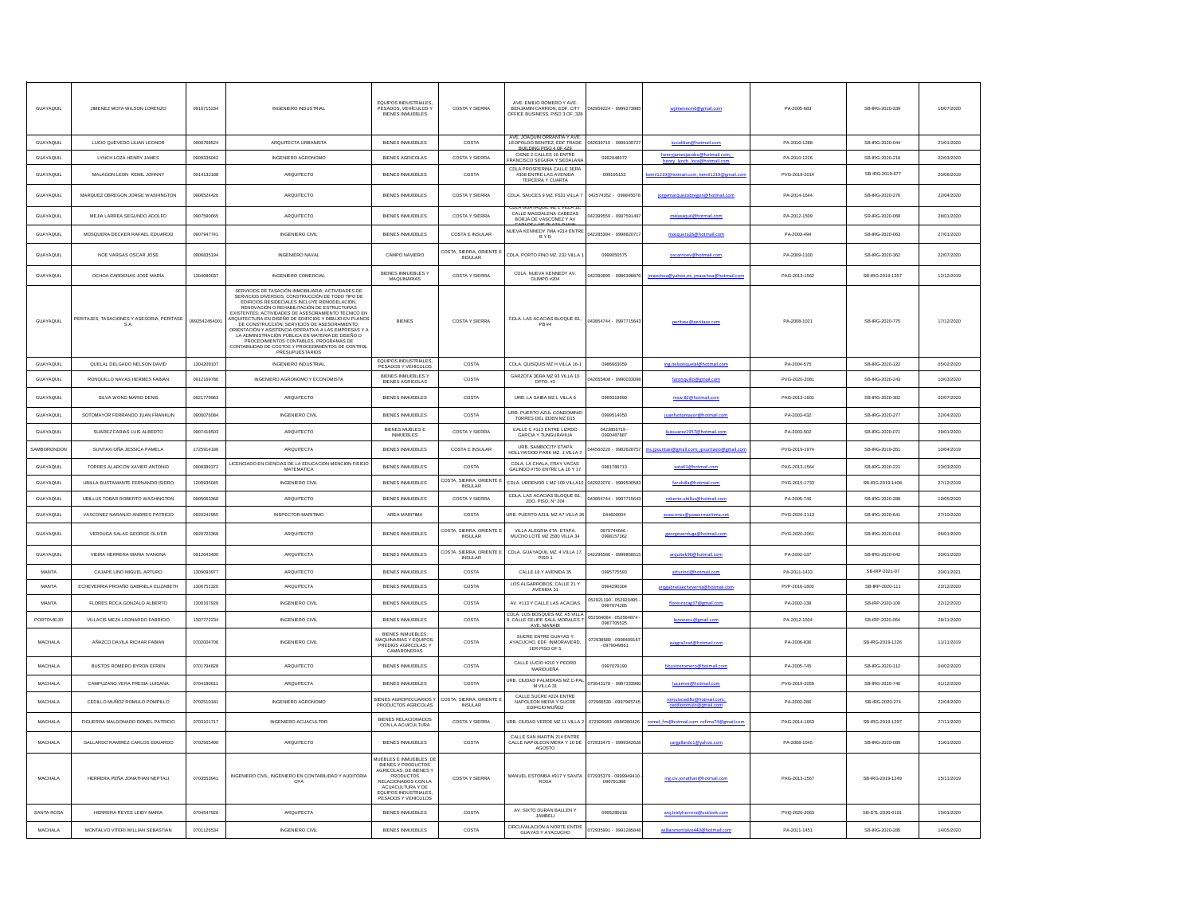| GUAYAQUIL | JIMENEZ MOTA WILSON LORENZO | 0910715234 | INGENIERO INDUSTRIAL | EQUIPOS INDUSTRIALES, PESADOS, VEHICULOS Y BIENES INMUEBLES | COSTA Y SIERRA | AVE. EMILIO ROMERO Y AVE. BENJAMIN CARRION, EDF. CITY OFFICE BUSINESS, PISO 3 OF. 328 | 042959224 - 0999273885 | wjimenezm0@gmail.com | PA-2005-683 | SB-IRG-2020-339 | 16/07/2020 |
|---|---|---|---|---|---|---|---|---|---|---|---|
| GUAYAQUIL | LUCIO QUEVEDO LILIAN LEONOR | 0900768524 | ARQUITECTA URBANISTA | BIENES INMUEBLES | COSTA | AVE. JOAQUIN ORRANTIA Y AVE. LEOPOLDO BENITEZ, EDF TRADE BUILDING PISO 4 OF 429 | 042639710 - 0999109727 | luciolilan@hotmail.com | PA-2010-1288 | SB-IRG-2020-044 | 21/01/2020 |
| GUAYAQUIL | LYNCH LOZA HENRY JAMES | 0909336042 | INGENIERO AGRONOMO | BIENES AGRICOLAS | COSTA Y SIERRA | CISNE 2 CALLES 16 ENTRE FRANCISCO SEGURA Y SEDALANA | 0992048072 | henryjamesjacobo@hotmail.com; henry_lynch_loza@hotmail.com | PA-2010-1226 | SB-IRG-2020-218 | 02/03/2020 |
| GUAYAQUIL | MALAGON LEON KEMIL JOHNNY | 0914132188 | ARQUITECTO | BIENES INMUEBLES | COSTA | CDLA PROSPERINA CALLE 3ERA #308 ENTRE LAS AVENIDA TERCERA Y CUARTA | 099195153 | kemil1219@hotmail.com; kemil1219@gmail.com | PVG-2019-2014 | SB-IRG-2019-877 | 20/06/2019 |
| GUAYAQUIL | MARQUEZ OBREGON JORGE WASHINGTON | 0906524426 | ARQUITECTO | BIENES INMUEBLES | COSTA Y SIERRA | CDLA. SAUCES 9 MZ. F531 VILLA 7 | 042574352 - 099845078 | jorgemarquezobregon@hotmail.com | PA-2014-1644 | SB-IRG-2020-276 | 22/04/2020 |
| GUAYAQUIL | MEJIA LARREA SEGUNDO ADOLFO | 0907590665 | ARQUITECTO | BIENES INMUEBLES | COSTA Y SIERRA | CDLA GUAYAQUIL MZ. 1 VILLA 12, CALLE MAGDALENA CABEZAS BORJA DE VASCONEZ Y AV CARLOS LUIS PLAZA DAÑIN | 042399559 - 0997591497 | melasaqui@hotmail.com | PA-2012-1509 | SB-IRG-2020-068 | 28/01/2020 |
| GUAYAQUIL | MOSQUERA DECKER RAFAEL EDUARDO | 0907947741 | INGENIERO CIVIL | BIENES INMUEBLES | COSTA E INSULAR | NUEVA KENNEDY 7MA #214 ENTRE B Y D | 042285394 - 0998820717 | mosquera26@hotmail.com | PA-2003-494 | SB-IRG-2020-063 | 27/01/2020 |
| GUAYAQUIL | NOE VARGAS OSCAR JOSE | 0906835194 | INGENIERO NAVAL | CAMPO NAVIERO | COSTA, SIERRA, ORIENTE E INSULAR | CDLA. PORTO FINO MZ. 232 VILLA 1 | 0999050575 | oscarnoev@hotmail.com | PA-2009-1100 | SB-IRG-2020-362 | 22/07/2020 |
| GUAYAQUIL | OCHOA CARDENAS JOSÉ MARÍA | 1304080037 | INGENIERO COMERCIAL | BIENES INMUEBLES Y MAQUINARIAS | COSTA Y SIERRA | CDLA. NUEVA KENNEDY AV. OLIMPO #204 | 042390695 - 0986398876 | jmaochoa@yahoo.es; jmaochoa@hotmail.com | PAG-2013-1562 | SB-IRG-2019-1357 | 17/12/2019 |
| GUAYAQUIL | PERITAJES, TASACIONES Y ASESORIA, PERITASE S.A. | 0992542454001 | SERVICIOS DE TASACIÓN INMOBILIARIA; ACTIVIDADES DE SERVICIOS DIVERSOS; CONSTRUCCIÓN DE TODO TIPO DE EDIFICIOS RESIDENCIALES INCLUYE REMODELACIÓN, RENOVACIÓN O REHABILITACIÓN DE ESTRUCTURAS EXISTENTES; ACTIVIDADES DE ASESORAMIENTO TÉCNICO EN ARQUITECTURA EN DISEÑO DE EDIFICIOS Y DIBUJO EN PLANOS DE CONSTRUCCIÓN; SERVICIOS DE ASESORAMIENTO, ORIENTACIÓN Y ASISTENCIA OPERATIVA A LAS EMPRESAS Y A LA ADMINISTRACIÓN PÚBLICA EN MATERIA DE DISEÑO O PROCEDIMIENTOS CONTABLES, PROGRAMAS DE CONTABILIDAD DE COSTOS Y PROCEDIMIENTOS DE CONTROL PRESUPUESTARIOS | BIENES | COSTA Y SIERRA | CDLA. LAS ACACIAS BLOQUE B1. PB #4 | 043854744 - 0997715643 | peritase@peritase.com | PA-2008-1021 | SB-IRG-2020-775 | 17/12/2020 |
| GUAYAQUIL | QUELAL DELGADO NELSON DAVID | 1304209107 | INGENIERO INDUSTRIAL | EQUIPOS INDUSTRIALES, PESADOS Y VEHICULOS | COSTA | CDLA. QUISQUIS MZ H VILLA 16-1 | 0986663059 | ing.nelsonquelal@hotmail.com | PA-2004-575 | SB-IRG-2020-122 | 05/02/2020 |
| GUAYAQUIL | RONQUILLO NAVAS HERMES FABIAN | 0912169786 | INGENIERO AGRONOMO Y ECONOMISTA | BIENES INMUEBLES Y BIENES AGRICOLAS | COSTA | GARZOTA 3ERA MZ 93 VILLA 10 DPTO. #3 | 042655408 - 0990033098 | faronquillo@gmail.com | PVG-2020-2081 | SB-IRG-2020-243 | 10/03/2020 |
| GUAYAQUIL | SILVA WONG MARIO DENIS | 0921779663 | ARQUITECTO | BIENES INMUEBLES | COSTA | URB. LA SAIBA MZ L VILLA 6 | 0969319990 | msw.82@hotmail.com | PAG-2013-1601 | SB-IRG-2020-302 | 02/07/2020 |
| GUAYAQUIL | SOTOMAYOR FERRANDO JUAN FRANKLIN | 0900076084 | INGENIERO CIVIL | BIENES INMUEBLES | COSTA | URB. PUERTO AZUL CONDOMINIO TORRES DEL EDEN MZ D15 | 0999514050 | juanfsotomayor@hotmail.com | PA-2003-432 | SB-IRG-2020-277 | 22/04/2020 |
| GUAYAQUIL | SUAREZ FARIAS LUIS ALBERTO | 0907418503 | ARQUITECTO | BIENES MUEBLES E INMUEBLES | COSTA Y SIERRA | CALLE C #113 ENTRE LIZRDO GARCIA Y TUNGURAHUA | 0423856719 - 0990487887 | luissuarez1957@hotmail.com | PA-2003-502 | SB-IRG-2020-071 | 29/01/2020 |
| SAMBORONDON | SUNTAXI OÑA JESSICA PAMELA | 1725914186 | ARQUITECTA | BIENES INMUEBLES | COSTA E INSULAR | URB. SAMBOCITY ETAPA HOLLYWOOD PARK MZ. 1 VILLA 7 | 044560220 - 0982628757 | ms.jpsuntaxi@gmail.com; jpsuntaxio@gmail.com | PVG-2019-1974 | SB-IRG-2019-351 | 10/04/2019 |
| GUAYAQUIL | TORRES ALARCON XAVIER ANTONIO | 0906389372 | LICENCIADO EN CIENCIAS DE LA EDUCACION MENCION FISICO MATEMATICA | BIENES INMUEBLES | COSTA | CDLA. LA CHALA, FRAY VACAS GALINDO #750 ENTRE LA 16 Y 17 | 0981786713 | xata63@hotmail.com | PAG-2013-1564 | SB-IRG-2020-221 | 03/03/2020 |
| GUAYAQUIL | UBILLA BUSTAMANTE FERNANDO ISIDRO | 1200935045 | INGENIERO CIVIL | BIENES INMUEBLES | COSTA, SIERRA, ORIENTE E INSULAR | CDLA. URDENOR 1 MZ 109 VILLA10 | 042922076 - 0999500583 | ferubilla@hotmail.com | PVG-2015-1733 | SB-IRG-2019-1408 | 27/12/2019 |
| GUAYAQUIL | UBILLUS TOBAR ROBERTO WASHINGTON | 0905063368 | ARQUITECTO | BIENES INMUEBLES | COSTA Y SIERRA | CDLA. LAS ACACIAS BLOQUE B1. 2DO. PISO, N° 204 | 043854744 - 0997715643 | roberto.ubillus@hotmail.com | PA-2005-746 | SB-IRG-2020-288 | 19/05/2020 |
| GUAYAQUIL | VASCONEZ NARANJO ANDRES PATRICIO | 0920242955 | INSPECTOR MARITIMO | AREA MARITIMA | COSTA | URB. PUERTO AZUL MZ A7 VILLA 26 | 044600004 | avasconez@powermaritime.net | PVG-2020-2113 | SB-IRG-2020-641 | 27/10/2020 |
| GUAYAQUIL | VERDUGA SALAS GEORGE OLIVER | 0920723368 | ARQUITECTO | BIENES INMUEBLES | COSTA, SIERRA, ORIENTE E INSULAR | VILLA ALEGRIA 6TA. ETAPA, MUCHO LOTE MZ 2580 VILLA 34 | 0979744646 - 0998157362 | georgeverduga@hotmail.com | PVG-2020-2061 | SB-IRG-2020-010 | 06/01/2020 |
| GUAYAQUIL | VIEIRA HERRERA MARIA IVANOVA | 0912643400 | ARQUITECTA | BIENES INMUEBLES | COSTA, SIERRA, ORIENTE E INSULAR | CDLA. GUAYAQUIL MZ. 4 VILLA 17, PISO 1 | 042296586 - 0999858515 | arquitek96@hotmail.com | PA-2002-137 | SB-IRG-2020-042 | 20/01/2020 |
| MANTA | CAJAPE LINO MIGUEL ARTURO | 1309093977 | ARQUITECTO | BIENES INMUEBLES | COSTA | CALLE 18 Y AVENIDA 35 | 0995775593 | arturincl@hotmail.com | PA-2011-1433 | SB-IRP-2021-07 | 20/01/2021 |
| MANTA | ECHEVERRIA PROAÑO GABRIELA ELIZABETH | 1306751320 | ARQUITECTA | BIENES INMUEBLES | COSTA | LOS ALGARROBOS, CALLE 21 Y AVENIDA 31 | 0994290304 | arqgabrielaechevarria@hotmail.com | PVP-2016-1800 | SB-IRP-2020-111 | 23/12/2020 |
| MANTA | FLORES ROCA GONZALO ALBERTO | 1300167929 | INGENIERO CIVIL | BIENES INMUEBLES | COSTA | AV. #113 Y CALLE LAS ACACIAS | 052921190 - 052920495 - 0997074285 | floresrocag37@gmail.com | PA-2002-138 | SB-IRP-2020-109 | 22/12/2020 |
| PORTOVIEJO | VILLACIS MEZA LEONARDO FABRICIO | 1307772234 | INGENIERO CIVIL | BIENES INMUEBLES | COSTA | CDLA. LOS BOSQUES MZ. A5 VILLA 9, CALLE FELIPE SAUL MORALES Y AVE. MANABI | 052564064 - 052564874 - 0987705525 | leonoecu@gmail.com | PA-2012-1504 | SB-IRP-2020-064 | 28/11/2020 |
| MACHALA | AÑAZCO DAVILA RICHAR FABIAN | 0702004706 | INGENIERO CIVIL | BIENES INMUEBLES; MAQUINARIAS Y EQUIPOS; PREDIOS AGRICOLAS; Y CAMARONERAS | COSTA | SUCRE ENTRE GUAYAS Y AYACUCHO, EDF. INMORAVERD, 1ER PISO OF 5 | 072938680 - 0998499167 - 0979049861 | avagra2rad@hotmail.com | PA-2006-836 | SB-IRG-2019-1226 | 11/11/2019 |
| MACHALA | BUSTOS ROMERO BYRON EFREN | 0701794828 | ARQUITECTO | BIENES INMUEBLES | COSTA | CALLE LUCIO #210 Y PEDRO MARIDUEÑA | 0997079190 | bbustosromero@hotmail.com | PA-2005-745 | SB-IRG-2020-112 | 04/02/2020 |
| MACHALA | CAMPUZANO VERA FRESIA LUISANA | 0704180611 | ARQUITECTA | BIENES INMUEBLES | COSTA | URB. CIUDAD PALMERAS MZ C-PAL M VILLA 31 | 073643178 - 0987332960 | lucamve@hotmail.com | PVG-2019-2059 | SB-IRG-2020-740 | 01/12/2020 |
| MACHALA | CEDILLO MUÑOZ ROMULO POMPILLO | 0702510181 | INGENIERO AGRONOMO | BIENES AGROPECUARIOS Y PRODUCTOS AGRICOLAS | COSTA, SIERRA, ORIENTE E INSULAR | CALLE SUCRE #224 ENTRE NAPOLEON MERA Y SUCRE EDIFICIO MUÑOZ | 072966530 - 0997965745 | romulocedillo@hotmail.com; cedilloromulo@gmail.com | PA-2002-286 | SB-IRG-2020-274 | 22/04/2020 |
| MACHALA | FIGUEROA MALDONADO ROMEL PATRICIO | 0703101717 | INGENIERO ACUACULTOR | BIENES RELACIONADOS CON LA ACUICULTURA | COSTA Y SIERRA | URB. CIUDAD VERDE MZ 11 VILLA 2 | 072926083 -0986380426 | romel_fm@hotmail.com rofima74@gmail.com | PAG-2014-1663 | SB-IRG-2019-1297 | 27/11/2019 |
| MACHALA | GALLARDO RAMIREZ CARLOS EDUARDO | 0702565490 | ARQUITECTO | BIENES INMUEBLES | COSTA | CALLE SAN MARTIN 214 ENTRE CALLE NAPOLEON MERA Y 10 DE AGOSTO | 072933475 - 0999342628 | cargallardo1@yahoo.com | PA-2008-1045 | SB-IRG-2020-089 | 31/01/2020 |
| MACHALA | HERRERA PEÑA JONATHAN NEPTALI | 0703553941 | INGENIERO CIVIL, INGENIERO EN CONTABILIDAD Y AUDITORIA CPA | MUEBLES E INMUEBLES; DE BIENES Y PRODUCTOS AGRICOLAS; DE BIENES Y PRODUCTOS RELACIONADOS CON LA ACUACULTURA Y DE EQUIPOS INDUSTRIALES, PESADOS Y VEHICULOS | COSTA Y SIERRA | MANUEL ESTOMBA #917 Y SANTA ROSA | 072935379 - 0999949410 - 096791368 | ing.civ.jonathan@hotmail.com | PAG-2013-1567 | SB-IRG-2019-1249 | 15/11/2019 |
| SANTA ROSA | HERRERA REYES LEIDY MARIA | 0704547926 | ARQUITECTA | BIENES INMUEBLES | COSTA | AV. SIXTO DURAN BALLEN Y JAMBELI | 0995280018 | arq.leidyherrera@outlook.com | PVQ-2020-2083 | SB-DTL-2020-0101 | 15/01/2020 |
| MACHALA | MONTALVO VITERI WILLIAN SEBASTIAN | 0701126534 | INGENIERO CIVIL | BIENES INMUEBLES | COSTA | CIRCUVALACION A NORTE ENTRE GUAYAS Y AYACUCHO | 072935991 - 0991285848 | willianmontalvo440@hotmail.com | PA-2011-1451 | SB-IRG-2020-285 | 14/05/2020 |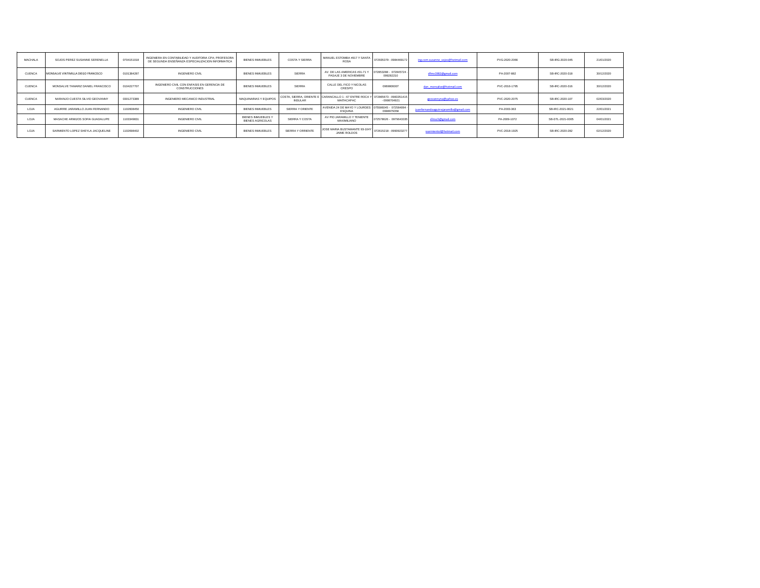| | | | | | | | | | | | |
|---|---|---|---|---|---|---|---|---|---|---|---|
| MACHALA | SOJOS PEREZ SUSANNE SERENELLA | 0704151018 | INGENIERA EN CONTABILIDAD Y AUDITORIA CPA; PROFESORA DE SEGUNDA ENSEÑANZA ESPECIALIZACION INFORMATICA | BIENES INMUEBLES | COSTA Y SIERRA | MANUEL ESTOMBA #917 Y SANTA ROSA | 072935379 - 0984469172 | ing.com.susanne_sojos@hotmail.com | PVG-2020-2066 | SB-IRG-2020-045 | 21/01/2020 |
| CUENCA | MONSALVE VINTIMILLA DIEGO FRANCISCO | 0101384287 | INGENIERO CIVIL | BIENES INMUEBLES | SIERRA | AV. DE LAS AMERICAS #31-71 Y PASAJE 3 DE NOVIEMBRE | 072853288 - 072845724 - 099282210 | dfmv1982@gmail.com | PA-2007-882 | SB-IRC-2020-318 | 30/12/2020 |
| CUENCA | MONSALVE TAMARIZ DANIEL FRANCISCO | 0104227707 | INGENIERO CIVIL CON ENFASIS EN GERENCIA DE CONSTRUCCIONES | BIENES INMUEBLES | SIERRA | CALLE DEL FICO Y NICOLAS CRESPO | 0969806007 | dan_monsalve@hotmail.com | PVC-2016-1795 | SB-IRC-2020-316 | 30/12/2020 |
| CUENCA | NARANJO CUESTA SILVIO GEOVANNY | 0301273389 | INGENIERO MECANICO INDUSTRIAL | MAQUINARIAS Y EQUIPOS | COSTA, SIERRA, ORIENTE E INSULAR | CARANCALLO 1 - 67 ENTRE ROCA Y MAITACAPAC | 072865673 - 0983351415 - 0998704921 | geovannyna@yahoo.es | PVC-2020-2075 | SB-IRC-2020-107 | 02/03/2020 |
| LOJA | AGUIRRE JARAMILLO JUAN FERNANDO | 1102608450 | INGENIERO CIVIL | BIENES INMUEBLES | SIERRA Y ORIENTE | AVENIDA 24 DE MAYO Y LOURDES ESQUINA | 075586045 - 072584094 - 0998979358 | juanfernandoaguirrejaramillo@gmail.com | PA-2003-363 | SB-IRC-2021-0021 | 22/01/2021 |
| LOJA | MASACHE ARMIJOS SOFIA GUADALUPE | 1103349831 | INGENIERO CIVIL | BIENES INMUEBLES Y BIENES AGRICOLAS | SIERRA Y COSTA | AV PIO JARAMILLO Y TENIENTE MAXIMILIANO | 072578626 - 0979643336 | sfmsch@gmail.com | PA-2009-1072 | SB-DTL-2021-0005 | 04/01/2021 |
| LOJA | SARMIENTO LOPEZ SHEYLA JACQUELINE | 1102698402 | INGENIERO CIVIL | BIENES INMUEBLES | SIERRA Y ORRIENTE | JOSE MARIA BUSTAMANTE 93-104Y JAIME ROLDOS | 072615218 - 0990923277 | ssarmientol@hotmail.com | PVC-2018-1925 | SB-IRC-2020-282 | 02/12/2020 |